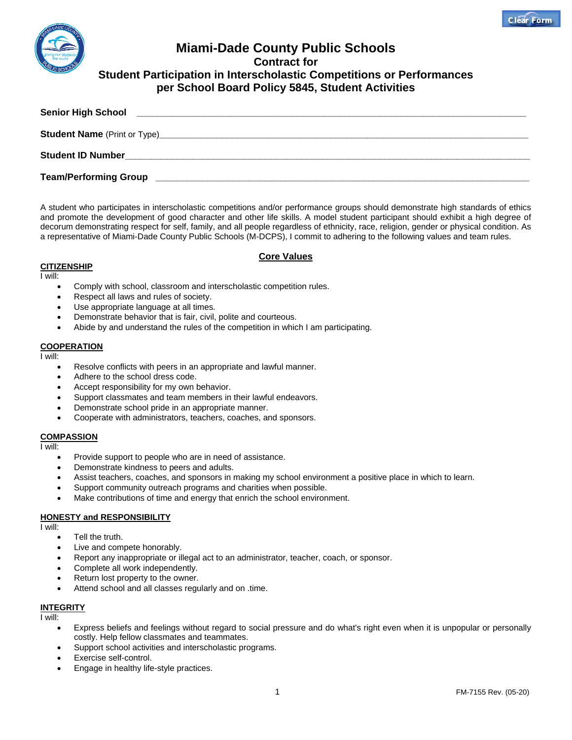# Miami-Dade County Public Schools

## Contract for Student Participation in Interscholastic Competitions or Performances per School Board Policy 5845, Student Activities

**Senior High School** ___________________________________________________________________________

**Student Name** (Print or Type)___________________________________________________________________

**Student ID Number**_____________________________________________________________________________

**Team/Performing Group** _______________________________________________________________________

A student who participates in interscholastic competitions and/or performance groups should demonstrate high standards of ethics and promote the development of good character and other life skills. A model student participant should exhibit a high degree of decorum demonstrating respect for self, family, and all people regardless of ethnicity, race, religion, gender or physical condition. As a representative of Miami-Dade County Public Schools (M-DCPS), I commit to adhering to the following values and team rules.

### Core Values

**CITIZENSHIP**

I will:

- Comply with school, classroom and interscholastic competition rules.
- Respect all laws and rules of society.
- Use appropriate language at all times.
- Demonstrate behavior that is fair, civil, polite and courteous.
- Abide by and understand the rules of the competition in which I am participating.

**COOPERATION**

I will:

- Resolve conflicts with peers in an appropriate and lawful manner.
- Adhere to the school dress code.
- Accept responsibility for my own behavior.
- Support classmates and team members in their lawful endeavors.
- Demonstrate school pride in an appropriate manner.
- Cooperate with administrators, teachers, coaches, and sponsors.

**COMPASSION**

I will:

- Provide support to people who are in need of assistance.
- Demonstrate kindness to peers and adults.
- Assist teachers, coaches, and sponsors in making my school environment a positive place in which to learn.
- Support community outreach programs and charities when possible.
- Make contributions of time and energy that enrich the school environment.

**HONESTY and RESPONSIBILITY**

I will:

- Tell the truth.
- Live and compete honorably.
- Report any inappropriate or illegal act to an administrator, teacher, coach, or sponsor.
- Complete all work independently.
- Return lost property to the owner.
- Attend school and all classes regularly and on .time.

**INTEGRITY**

I will:

- Express beliefs and feelings without regard to social pressure and do what's right even when it is unpopular or personally costly. Help fellow classmates and teammates.
- Support school activities and interscholastic programs.
- Exercise self-control.
- Engage in healthy life-style practices.

FM-7155 Rev. (05-20)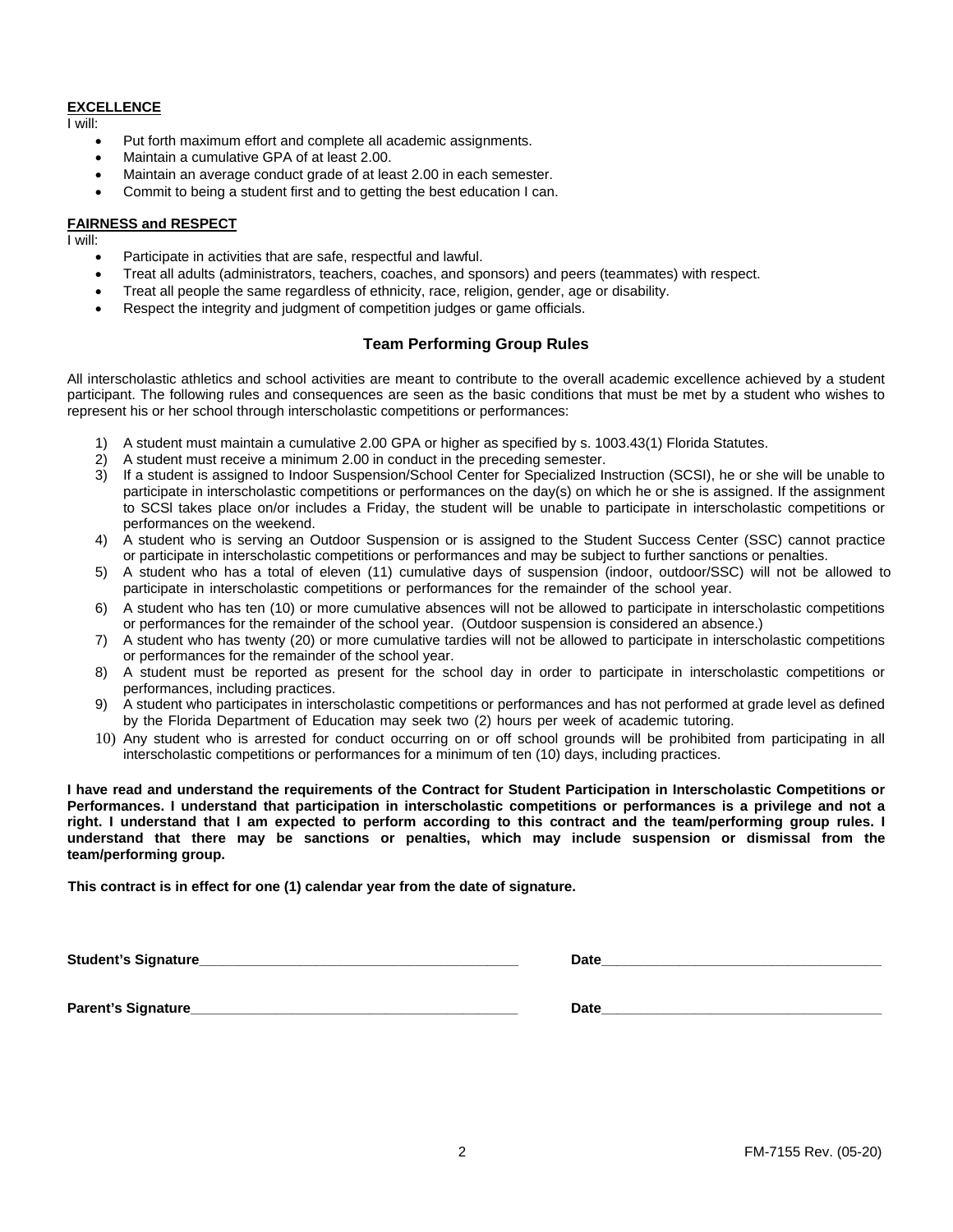**EXCELLENCE**

I will:

- Put forth maximum effort and complete all academic assignments.
- Maintain a cumulative GPA of at least 2.00.
- Maintain an average conduct grade of at least 2.00 in each semester.
- Commit to being a student first and to getting the best education I can.

**FAIRNESS and RESPECT**

I will:

- Participate in activities that are safe, respectful and lawful.
- Treat all adults (administrators, teachers, coaches, and sponsors) and peers (teammates) with respect.
- Treat all people the same regardless of ethnicity, race, religion, gender, age or disability.
- Respect the integrity and judgment of competition judges or game officials.

## Team Performing Group Rules

All interscholastic athletics and school activities are meant to contribute to the overall academic excellence achieved by a student participant. The following rules and consequences are seen as the basic conditions that must be met by a student who wishes to represent his or her school through interscholastic competitions or performances:

1) A student must maintain a cumulative 2.00 GPA or higher as specified by s. 1003.43(1) Florida Statutes.
2) A student must receive a minimum 2.00 in conduct in the preceding semester.
3) If a student is assigned to Indoor Suspension/School Center for Specialized Instruction (SCSI), he or she will be unable to participate in interscholastic competitions or performances on the day(s) on which he or she is assigned. If the assignment to SCSI takes place on/or includes a Friday, the student will be unable to participate in interscholastic competitions or performances on the weekend.
4) A student who is serving an Outdoor Suspension or is assigned to the Student Success Center (SSC) cannot practice or participate in interscholastic competitions or performances and may be subject to further sanctions or penalties.
5) A student who has a total of eleven (11) cumulative days of suspension (indoor, outdoor/SSC) will not be allowed to participate in interscholastic competitions or performances for the remainder of the school year.
6) A student who has ten (10) or more cumulative absences will not be allowed to participate in interscholastic competitions or performances for the remainder of the school year. (Outdoor suspension is considered an absence.)
7) A student who has twenty (20) or more cumulative tardies will not be allowed to participate in interscholastic competitions or performances for the remainder of the school year.
8) A student must be reported as present for the school day in order to participate in interscholastic competitions or performances, including practices.
9) A student who participates in interscholastic competitions or performances and has not performed at grade level as defined by the Florida Department of Education may seek two (2) hours per week of academic tutoring.
10) Any student who is arrested for conduct occurring on or off school grounds will be prohibited from participating in all interscholastic competitions or performances for a minimum of ten (10) days, including practices.

**I have read and understand the requirements of the Contract for Student Participation in Interscholastic Competitions or Performances. I understand that participation in interscholastic competitions or performances is a privilege and not a right. I understand that I am expected to perform according to this contract and the team/performing group rules. I understand that there may be sanctions or penalties, which may include suspension or dismissal from the team/performing group.**

**This contract is in effect for one (1) calendar year from the date of signature.**

**Student's Signature**\_\_\_\_\_\_\_\_\_\_\_\_\_\_\_\_\_\_\_\_\_\_\_\_\_\_\_\_\_\_\_\_\_\_\_\_\_\_\_\_ **Date**\_\_\_\_\_\_\_\_\_\_\_\_\_\_\_\_\_\_\_\_\_\_\_\_\_\_\_\_\_\_\_\_\_\_\_\_

**Parent's Signature**\_\_\_\_\_\_\_\_\_\_\_\_\_\_\_\_\_\_\_\_\_\_\_\_\_\_\_\_\_\_\_\_\_\_\_\_\_\_\_\_\_ **Date**\_\_\_\_\_\_\_\_\_\_\_\_\_\_\_\_\_\_\_\_\_\_\_\_\_\_\_\_\_\_\_\_\_\_\_\_

FM-7155 Rev. (05-20)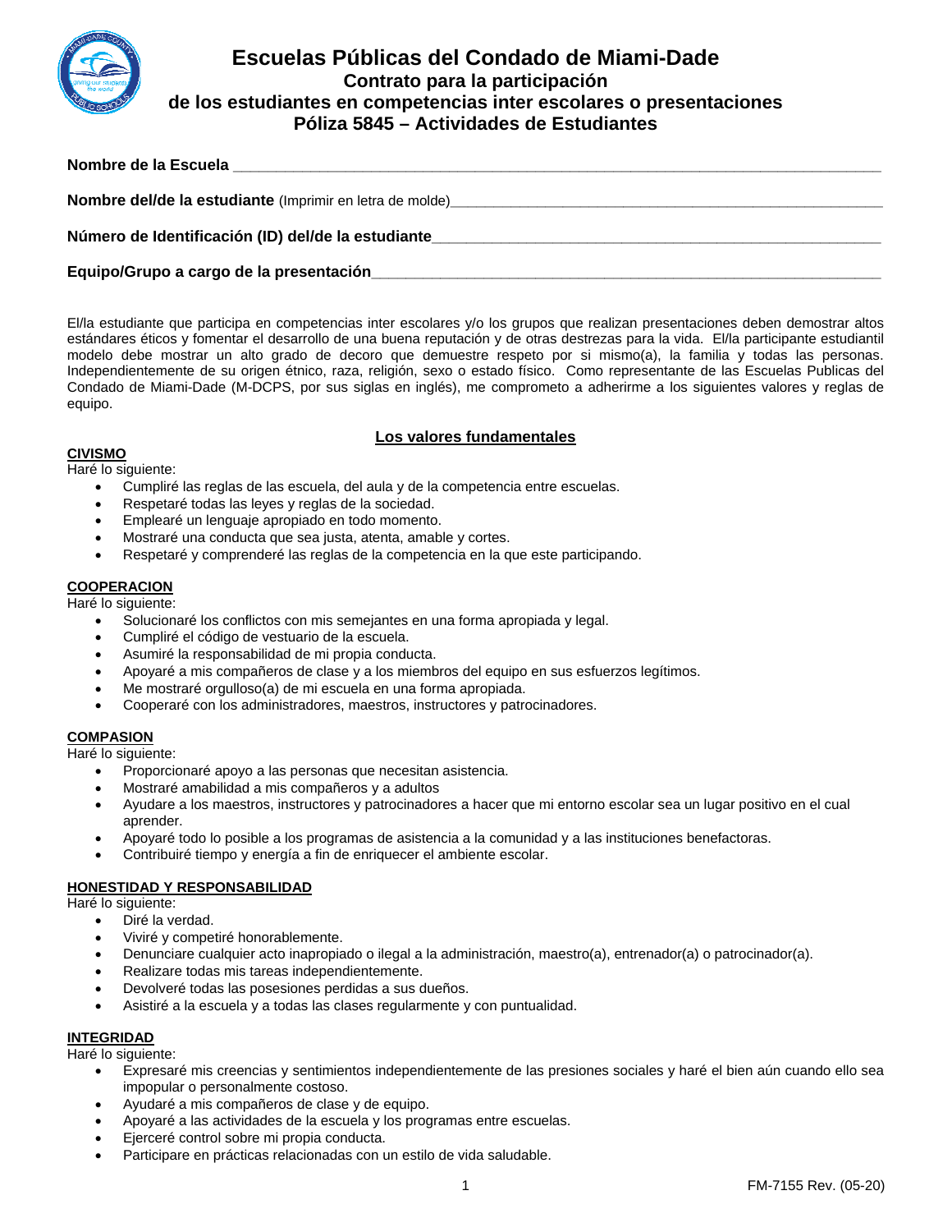# Escuelas Públicas del Condado de Miami-Dade

## Contrato para la participación de los estudiantes en competencias inter escolares o presentaciones

## Póliza 5845 – Actividades de Estudiantes

**Nombre de la Escuela** ___________________________________________________________

**Nombre del/de la estudiante** (Imprimir en letra de molde)_____________________________________

**Número de Identificación (ID) del/de la estudiante**_________________________________________

**Equipo/Grupo a cargo de la presentación**______________________________________________

El/la estudiante que participa en competencias inter escolares y/o los grupos que realizan presentaciones deben demostrar altos estándares éticos y fomentar el desarrollo de una buena reputación y de otras destrezas para la vida. El/la participante estudiantil modelo debe mostrar un alto grado de decoro que demuestre respeto por si mismo(a), la familia y todas las personas. Independientemente de su origen étnico, raza, religión, sexo o estado físico. Como representante de las Escuelas Publicas del Condado de Miami-Dade (M-DCPS, por sus siglas en inglés), me comprometo a adherirme a los siguientes valores y reglas de equipo.

### Los valores fundamentales

**CIVISMO**

Haré lo siguiente:

- Cumpliré las reglas de las escuela, del aula y de la competencia entre escuelas.
- Respetaré todas las leyes y reglas de la sociedad.
- Emplearé un lenguaje apropiado en todo momento.
- Mostraré una conducta que sea justa, atenta, amable y cortes.
- Respetaré y comprenderé las reglas de la competencia en la que este participando.

**COOPERACION**

Haré lo siguiente:

- Solucionaré los conflictos con mis semejantes en una forma apropiada y legal.
- Cumpliré el código de vestuario de la escuela.
- Asumiré la responsabilidad de mi propia conducta.
- Apoyaré a mis compañeros de clase y a los miembros del equipo en sus esfuerzos legítimos.
- Me mostraré orgulloso(a) de mi escuela en una forma apropiada.
- Cooperaré con los administradores, maestros, instructores y patrocinadores.

**COMPASION**

Haré lo siguiente:

- Proporcionaré apoyo a las personas que necesitan asistencia.
- Mostraré amabilidad a mis compañeros y a adultos
- Ayudare a los maestros, instructores y patrocinadores a hacer que mi entorno escolar sea un lugar positivo en el cual aprender.
- Apoyaré todo lo posible a los programas de asistencia a la comunidad y a las instituciones benefactoras.
- Contribuiré tiempo y energía a fin de enriquecer el ambiente escolar.

**HONESTIDAD Y RESPONSABILIDAD**

Haré lo siguiente:

- Diré la verdad.
- Viviré y competiré honorablemente.
- Denunciare cualquier acto inapropiado o ilegal a la administración, maestro(a), entrenador(a) o patrocinador(a).
- Realizare todas mis tareas independientemente.
- Devolveré todas las posesiones perdidas a sus dueños.
- Asistiré a la escuela y a todas las clases regularmente y con puntualidad.

**INTEGRIDAD**

Haré lo siguiente:

- Expresaré mis creencias y sentimientos independientemente de las presiones sociales y haré el bien aún cuando ello sea impopular o personalmente costoso.
- Ayudaré a mis compañeros de clase y de equipo.
- Apoyaré a las actividades de la escuela y los programas entre escuelas.
- Ejerceré control sobre mi propia conducta.
- Participare en prácticas relacionadas con un estilo de vida saludable.

FM-7155 Rev. (05-20)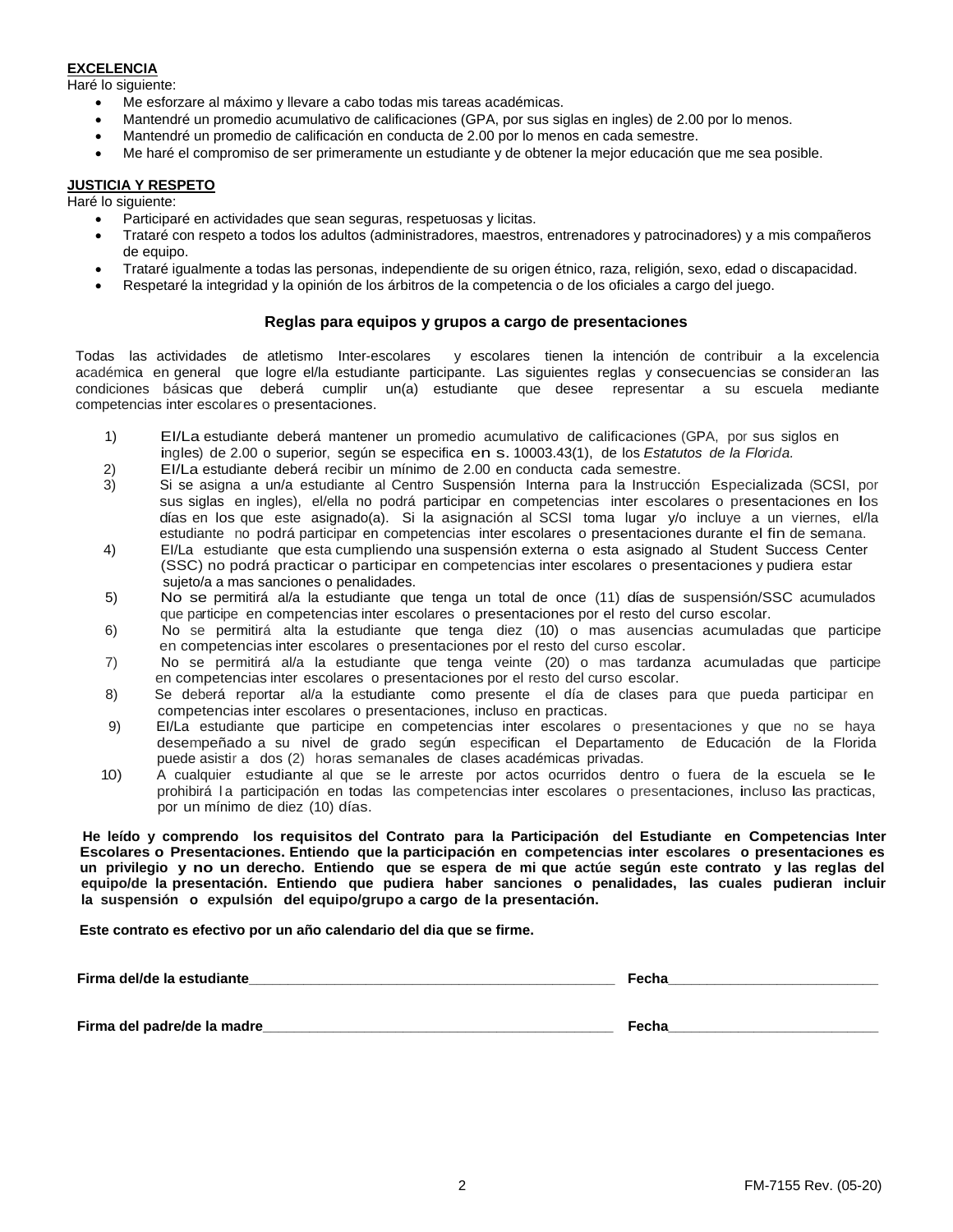**EXCELENCIA**

Haré lo siguiente:

- Me esforzare al máximo y llevare a cabo todas mis tareas académicas.
- Mantendré un promedio acumulativo de calificaciones (GPA, por sus siglas en ingles) de 2.00 por lo menos.
- Mantendré un promedio de calificación en conducta de 2.00 por lo menos en cada semestre.
- Me haré el compromiso de ser primeramente un estudiante y de obtener la mejor educación que me sea posible.

**JUSTICIA Y RESPETO**

Haré lo siguiente:

- Participaré en actividades que sean seguras, respetuosas y licitas.
- Trataré con respeto a todos los adultos (administradores, maestros, entrenadores y patrocinadores) y a mis compañeros de equipo.
- Trataré igualmente a todas las personas, independiente de su origen étnico, raza, religión, sexo, edad o discapacidad.
- Respetaré la integridad y la opinión de los árbitros de la competencia o de los oficiales a cargo del juego.

## Reglas para equipos y grupos a cargo de presentaciones

Todas las actividades de atletismo Inter-escolares y escolares tienen la intención de contribuir a la excelencia académica en general que logre el/la estudiante participante. Las siguientes reglas y consecuencias se consideran las condiciones básicas que deberá cumplir un(a) estudiante que desee representar a su escuela mediante competencias inter escolares o presentaciones.

1) El/La estudiante deberá mantener un promedio acumulativo de calificaciones (GPA, por sus siglos en ingles) de 2.00 o superior, según se especifica en s. 10003.43(1), de los *Estatutos de la Florida.*
2) El/La estudiante deberá recibir un mínimo de 2.00 en conducta cada semestre.
3) Si se asigna a un/a estudiante al Centro Suspensión Interna para la Instrucción Especializada (SCSI, por sus siglas en ingles), el/ella no podrá participar en competencias inter escolares o presentaciones en los días en los que este asignado(a). Si la asignación al SCSI toma lugar y/o incluye a un viernes, el/la estudiante no podrá participar en competencias inter escolares o presentaciones durante el fin de semana.
4) El/La estudiante que esta cumpliendo una suspensión externa o esta asignado al Student Success Center (SSC) no podrá practicar o participar en competencias inter escolares o presentaciones y pudiera estar sujeto/a a mas sanciones o penalidades.
5) No se permitirá al/a la estudiante que tenga un total de once (11) días de suspensión/SSC acumulados que participe en competencias inter escolares o presentaciones por el resto del curso escolar.
6) No se permitirá alta la estudiante que tenga diez (10) o mas ausencias acumuladas que participe en competencias inter escolares o presentaciones por el resto del curso escolar.
7) No se permitirá al/a la estudiante que tenga veinte (20) o mas tardanza acumuladas que participe en competencias inter escolares o presentaciones por el resto del curso escolar.
8) Se deberá reportar al/a la estudiante como presente el día de clases para que pueda participar en competencias inter escolares o presentaciones, incluso en practicas.
9) El/La estudiante que participe en competencias inter escolares o presentaciones y que no se haya desempeñado a su nivel de grado según especifican el Departamento de Educación de la Florida puede asistir a dos (2) horas semanales de clases académicas privadas.
10) A cualquier estudiante al que se le arreste por actos ocurridos dentro o fuera de la escuela se le prohibirá la participación en todas las competencias inter escolares o presentaciones, incluso las practicas, por un mínimo de diez (10) días.

**He leído y comprendo los requisitos del Contrato para la Participación del Estudiante en Competencias Inter Escolares o Presentaciones. Entiendo que la participación en competencias inter escolares o presentaciones es un privilegio y no un derecho. Entiendo que se espera de mi que actúe según este contrato y las reglas del equipo/de la presentación. Entiendo que pudiera haber sanciones o penalidades, las cuales pudieran incluir la suspensión o expulsión del equipo/grupo a cargo de la presentación.**

**Este contrato es efectivo por un año calendario del dia que se firme.**

**Firma del/de la estudiante**_______________________________________________ **Fecha**___________________________

**Firma del padre/de la madre**_____________________________________________ **Fecha**___________________________

FM-7155 Rev. (05-20)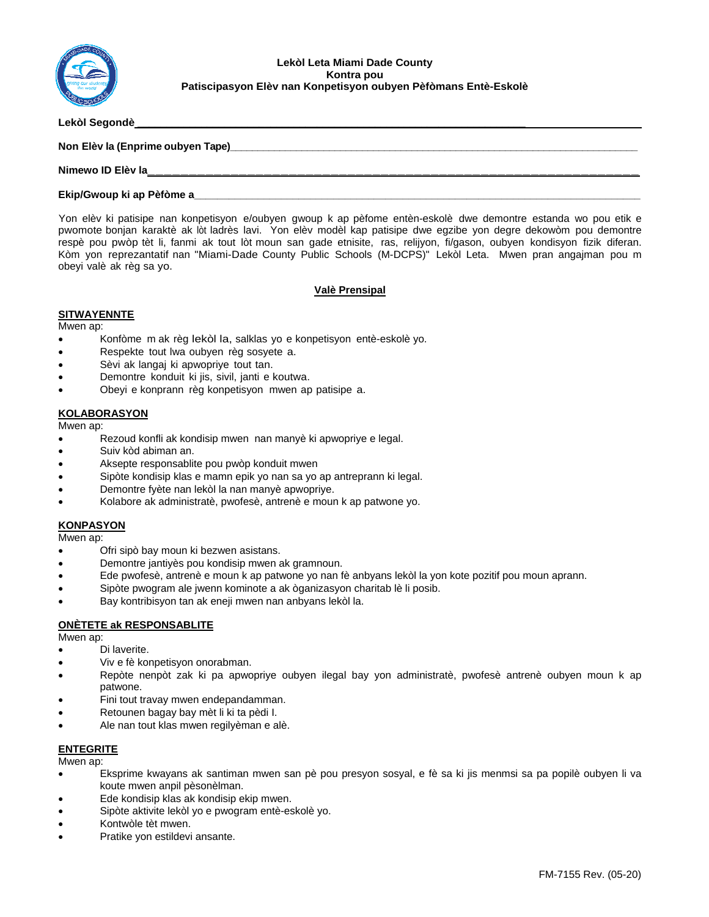**Lekòl Leta Miami Dade County**
**Kontra pou**
**Patiscipasyon Elèv nan Konpetisyon oubyen Pèfòmans Entè-Eskolè**

**Lekòl Segondè**______________________________________________________________

**Non Elèv la (Enprime oubyen Tape)**______________________________________________

**Nimewo ID Elèv la**__________________________________________________________

**Ekip/Gwoup ki ap Pèfòme a**__________________________________________________

Yon elèv ki patisipe nan konpetisyon e/oubyen gwoup k ap pèfome entèn-eskolè dwe demontre estanda wo pou etik e pwomote bonjan karaktè ak lòt ladrès lavi. Yon elèv modèl kap patisipe dwe egzibe yon degre dekowòm pou demontre respè pou pwòp tèt li, fanmi ak tout lòt moun san gade etnisite, ras, relijyon, fi/gason, oubyen kondisyon fizik diferan. Kòm yon reprezantatif nan "Miami-Dade County Public Schools (M-DCPS)" Lekòl Leta. Mwen pran angajman pou m obeyi valè ak règ sa yo.

## Valè Prensipal

### SITWAYENNTE

Mwen ap:

- Konfòme m ak règ lekòl la, salklas yo e konpetisyon entè-eskolè yo.
- Respekte tout lwa oubyen règ sosyete a.
- Sèvi ak langaj ki apwopriye tout tan.
- Demontre konduit ki jis, sivil, janti e koutwa.
- Obeyi e konprann règ konpetisyon mwen ap patisipe a.

### KOLABORASYON

Mwen ap:

- Rezoud konfli ak kondisip mwen nan manyè ki apwopriye e legal.
- Suiv kòd abiman an.
- Aksepte responsablite pou pwòp konduit mwen
- Sipòte kondisip klas e mamn epik yo nan sa yo ap antreprann ki legal.
- Demontre fyète nan lekòl la nan manyè apwopriye.
- Kolabore ak administratè, pwofesè, antrenè e moun k ap patwone yo.

### KONPASYON

Mwen ap:

- Ofri sipò bay moun ki bezwen asistans.
- Demontre jantiyès pou kondisip mwen ak gramnoun.
- Ede pwofesè, antrenè e moun k ap patwone yo nan fè anbyans lekòl la yon kote pozitif pou moun aprann.
- Sipòte pwogram ale jwenn kominote a ak òganizasyon charitab lè li posib.
- Bay kontribisyon tan ak eneji mwen nan anbyans lekòl la.

### ONÈTETE ak RESPONSABLITE

Mwen ap:

- Di laverite.
- Viv e fè konpetisyon onorabman.
- Repòte nenpòt zak ki pa apwopriye oubyen ilegal bay yon administratè, pwofesè antrenè oubyen moun k ap patwone.
- Fini tout travay mwen endepandamman.
- Retounen bagay bay mèt li ki ta pèdi l.
- Ale nan tout klas mwen regilyèman e alè.

### ENTEGRITE

Mwen ap:

- Eksprime kwayans ak santiman mwen san pè pou presyon sosyal, e fè sa ki jis menmsi sa pa popilè oubyen li va koute mwen anpil pèsonèlman.
- Ede kondisip klas ak kondisip ekip mwen.
- Sipòte aktivite lekòl yo e pwogram entè-eskolè yo.
- Kontwòle tèt mwen.
- Pratike yon estildevi ansante.

FM-7155 Rev. (05-20)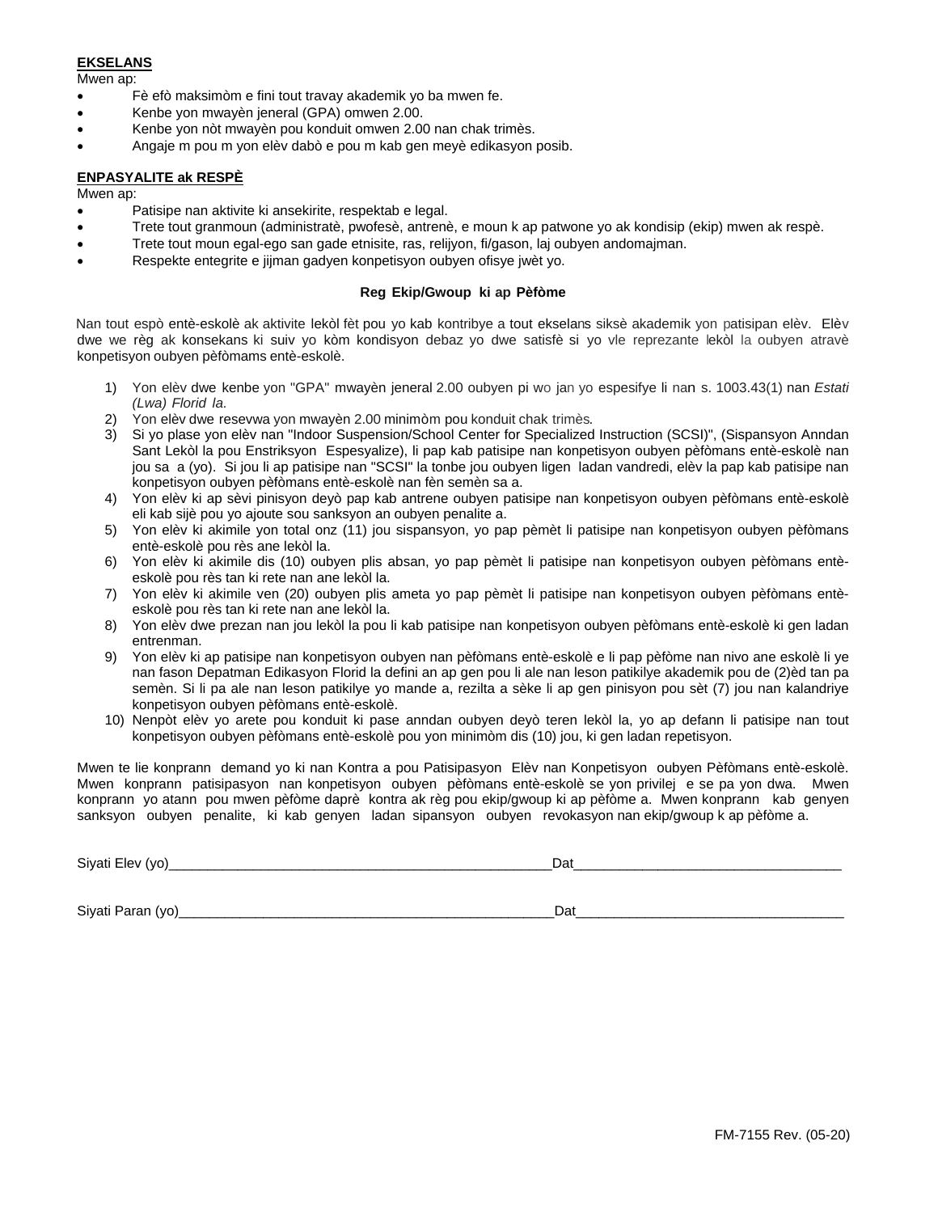**EKSELANS**

Mwen ap:

- Fè efò maksimòm e fini tout travay akademik yo ba mwen fe.
- Kenbe yon mwayèn jeneral (GPA) omwen 2.00.
- Kenbe yon nòt mwayèn pou konduit omwen 2.00 nan chak trimès.
- Angaje m pou m yon elèv dabò e pou m kab gen meyè edikasyon posib.

**ENPASYALITE ak RESPÈ**

Mwen ap:

- Patisipe nan aktivite ki ansekirite, respektab e legal.
- Trete tout granmoun (administratè, pwofesè, antrenè, e moun k ap patwone yo ak kondisip (ekip) mwen ak respè.
- Trete tout moun egal-ego san gade etnisite, ras, relijyon, fi/gason, laj oubyen andomajman.
- Respekte entegrite e jijman gadyen konpetisyon oubyen ofisye jwèt yo.

**Reg Ekip/Gwoup ki ap Pèfòme**

Nan tout espò entè-eskolè ak aktivite lekòl fèt pou yo kab kontribye a tout ekselans siksè akademik yon patisipan elèv. Elèv dwe we règ ak konsekans ki suiv yo kòm kondisyon debaz yo dwe satisfè si yo vle reprezante lekòl la oubyen atravè konpetisyon oubyen pèfòmams entè-eskolè.

1) Yon elèv dwe kenbe yon "GPA" mwayèn jeneral 2.00 oubyen pi wo jan yo espesifye li nan s. 1003.43(1) nan *Estati (Lwa) Florid la.*
2) Yon elèv dwe resevwa yon mwayèn 2.00 minimòm pou konduit chak trimès.
3) Si yo plase yon elèv nan "Indoor Suspension/School Center for Specialized Instruction (SCSI)", (Sispansyon Anndan Sant Lekòl la pou Enstriksyon Espesyalize), li pap kab patisipe nan konpetisyon oubyen pèfòmans entè-eskolè nan jou sa a (yo). Si jou li ap patisipe nan "SCSI" la tonbe jou oubyen ligen ladan vandredi, elèv la pap kab patisipe nan konpetisyon oubyen pèfòmans entè-eskolè nan fèn semèn sa a.
4) Yon elèv ki ap sèvi pinisyon deyò pap kab antrene oubyen patisipe nan konpetisyon oubyen pèfòmans entè-eskolè eli kab sijè pou yo ajoute sou sanksyon an oubyen penalite a.
5) Yon elèv ki akimile yon total onz (11) jou sispansyon, yo pap pèmèt li patisipe nan konpetisyon oubyen pèfòmans entè-eskolè pou rès ane lekòl la.
6) Yon elèv ki akimile dis (10) oubyen plis absan, yo pap pèmèt li patisipe nan konpetisyon oubyen pèfòmans entè-eskolè pou rès tan ki rete nan ane lekòl la.
7) Yon elèv ki akimile ven (20) oubyen plis ameta yo pap pèmèt li patisipe nan konpetisyon oubyen pèfòmans entè-eskolè pou rès tan ki rete nan ane lekòl la.
8) Yon elèv dwe prezan nan jou lekòl la pou li kab patisipe nan konpetisyon oubyen pèfòmans entè-eskolè ki gen ladan entrenman.
9) Yon elèv ki ap patisipe nan konpetisyon oubyen nan pèfòmans entè-eskolè e li pap pèfòme nan nivo ane eskolè li ye nan fason Depatman Edikasyon Florid la defini an ap gen pou li ale nan leson patikilye akademik pou de (2)èd tan pa semèn. Si li pa ale nan leson patikilye yo mande a, rezilta a sèke li ap gen pinisyon pou sèt (7) jou nan kalandriye konpetisyon oubyen pèfòmans entè-eskolè.
10) Nenpòt elèv yo arete pou konduit ki pase anndan oubyen deyò teren lekòl la, yo ap defann li patisipe nan tout konpetisyon oubyen pèfòmans entè-eskolè pou yon minimòm dis (10) jou, ki gen ladan repetisyon.

Mwen te lie konprann demand yo ki nan Kontra a pou Patisipasyon Elèv nan Konpetisyon oubyen Pèfòmans entè-eskolè. Mwen konprann patisipasyon nan konpetisyon oubyen pèfòmans entè-eskolè se yon privilej e se pa yon dwa. Mwen konprann yo atann pou mwen pèfòme daprè kontra ak règ pou ekip/gwoup ki ap pèfòme a. Mwen konprann kab genyen sanksyon oubyen penalite, ki kab genyen ladan sipansyon oubyen revokasyon nan ekip/gwoup k ap pèfòme a.

Siyati Elev (yo)\_\_\_\_\_\_\_\_\_\_\_\_\_\_\_\_\_\_\_\_\_\_\_\_\_\_\_\_\_\_\_\_\_\_\_\_\_\_\_\_\_\_\_\_\_\_\_\_\_\_Dat\_\_\_\_\_\_\_\_\_\_\_\_\_\_\_\_\_\_\_\_\_\_\_\_\_\_\_\_\_\_\_\_\_\_\_\_

Siyati Paran (yo)\_\_\_\_\_\_\_\_\_\_\_\_\_\_\_\_\_\_\_\_\_\_\_\_\_\_\_\_\_\_\_\_\_\_\_\_\_\_\_\_\_\_\_\_\_\_\_\_\_\_Dat\_\_\_\_\_\_\_\_\_\_\_\_\_\_\_\_\_\_\_\_\_\_\_\_\_\_\_\_\_\_\_\_\_\_\_\_

FM-7155 Rev. (05-20)